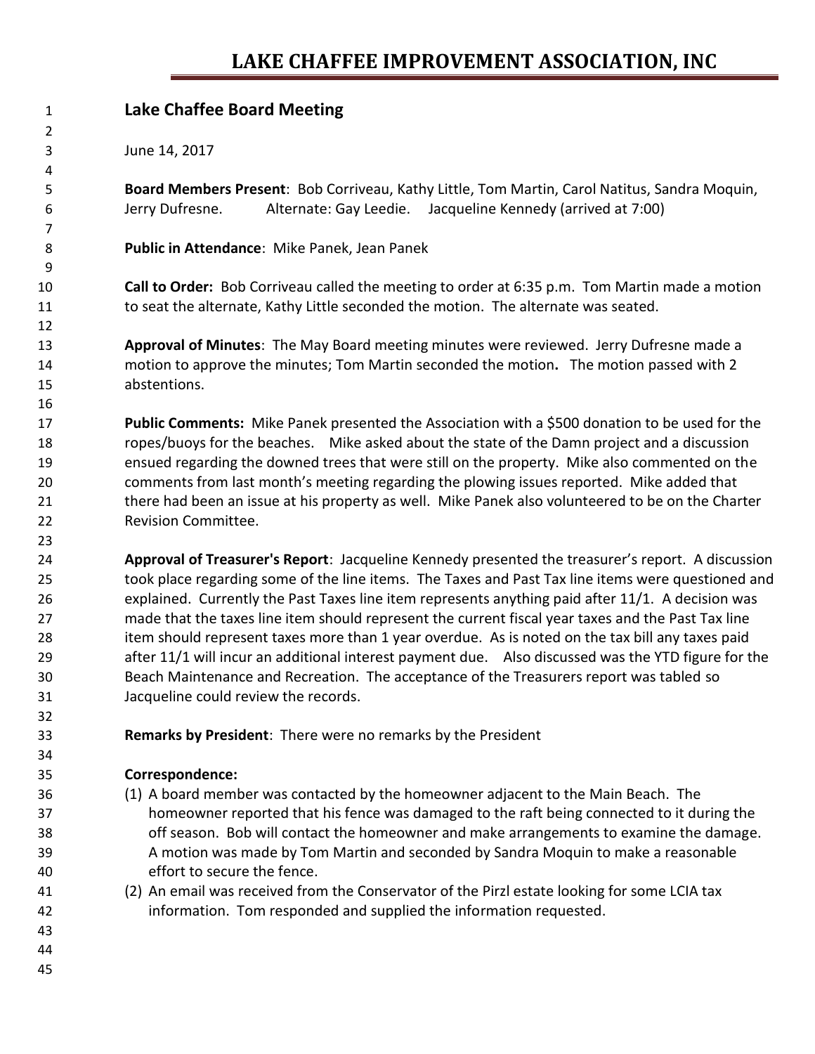# LAKE CHAFFEE IMPROVEMENT ASSOCIATION, INC

## Lake Chaffee Board Meeting

June 14, 2017

**Board Members Present**: Bob Corriveau, Kathy Little, Tom Martin, Carol Natitus, Sandra Moquin, Jerry Dufresne. Alternate: Gay Leedie. Jacqueline Kennedy (arrived at 7:00)

**Public in Attendance**: Mike Panek, Jean Panek

**Call to Order:** Bob Corriveau called the meeting to order at 6:35 p.m. Tom Martin made a motion to seat the alternate, Kathy Little seconded the motion. The alternate was seated.

**Approval of Minutes**: The May Board meeting minutes were reviewed. Jerry Dufresne made a motion to approve the minutes; Tom Martin seconded the motion**.** The motion passed with 2 abstentions.

**Public Comments:** Mike Panek presented the Association with a $500 donation to be used for the ropes/buoys for the beaches. Mike asked about the state of the Damn project and a discussion ensued regarding the downed trees that were still on the property. Mike also commented on the comments from last month's meeting regarding the plowing issues reported. Mike added that there had been an issue at his property as well. Mike Panek also volunteered to be on the Charter Revision Committee.

**Approval of Treasurer's Report**: Jacqueline Kennedy presented the treasurer's report. A discussion took place regarding some of the line items. The Taxes and Past Tax line items were questioned and explained. Currently the Past Taxes line item represents anything paid after 11/1. A decision was made that the taxes line item should represent the current fiscal year taxes and the Past Tax line item should represent taxes more than 1 year overdue. As is noted on the tax bill any taxes paid after 11/1 will incur an additional interest payment due. Also discussed was the YTD figure for the Beach Maintenance and Recreation. The acceptance of the Treasurers report was tabled so Jacqueline could review the records.

**Remarks by President**: There were no remarks by the President

**Correspondence:**

(1) A board member was contacted by the homeowner adjacent to the Main Beach. The homeowner reported that his fence was damaged to the raft being connected to it during the off season. Bob will contact the homeowner and make arrangements to examine the damage. A motion was made by Tom Martin and seconded by Sandra Moquin to make a reasonable effort to secure the fence.

(2) An email was received from the Conservator of the Pirzl estate looking for some LCIA tax information. Tom responded and supplied the information requested.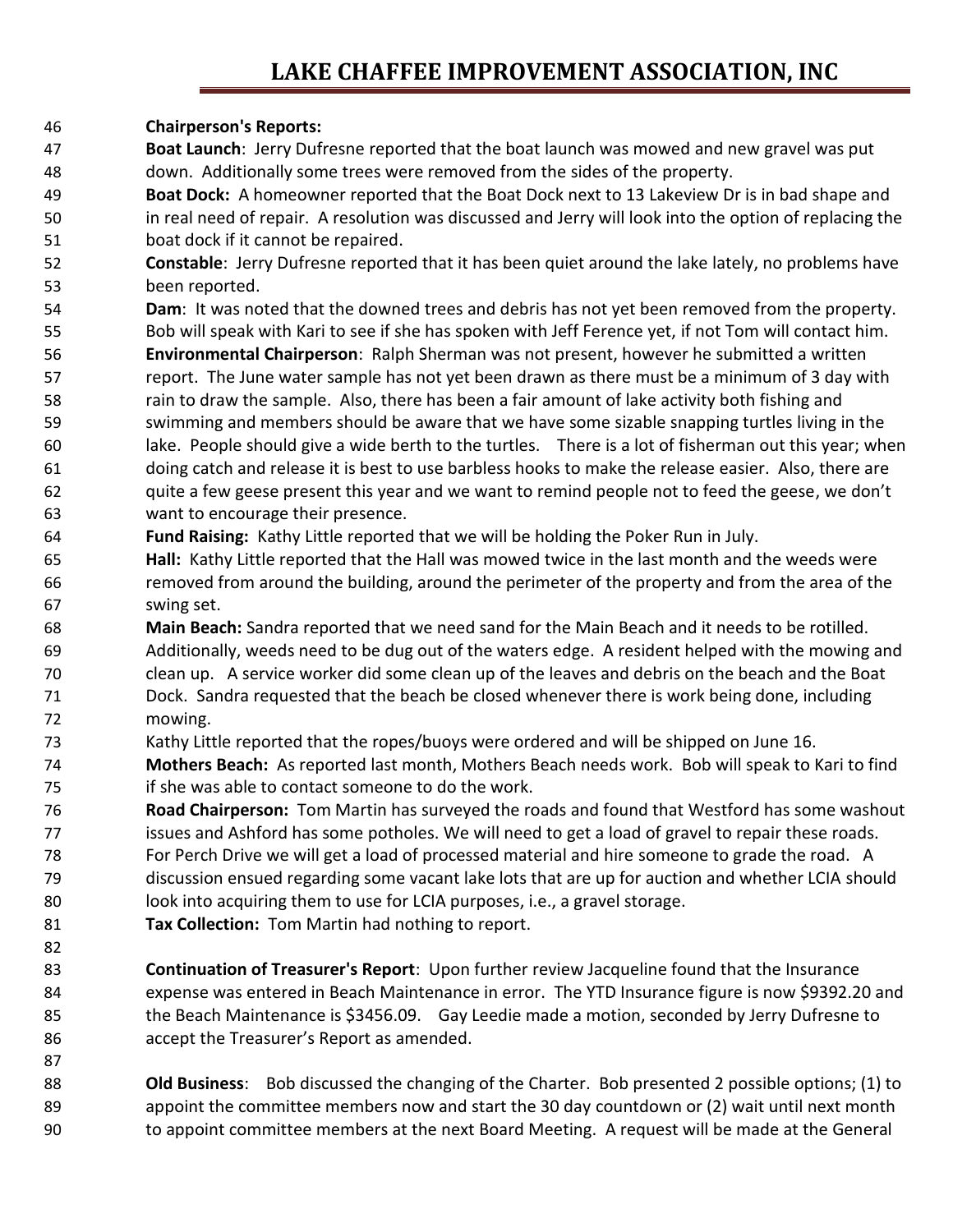**Chairperson's Reports:**

**Boat Launch**: Jerry Dufresne reported that the boat launch was mowed and new gravel was put down. Additionally some trees were removed from the sides of the property.

**Boat Dock:** A homeowner reported that the Boat Dock next to 13 Lakeview Dr is in bad shape and in real need of repair. A resolution was discussed and Jerry will look into the option of replacing the boat dock if it cannot be repaired.

**Constable**: Jerry Dufresne reported that it has been quiet around the lake lately, no problems have been reported.

**Dam**: It was noted that the downed trees and debris has not yet been removed from the property. Bob will speak with Kari to see if she has spoken with Jeff Ference yet, if not Tom will contact him.

**Environmental Chairperson**: Ralph Sherman was not present, however he submitted a written report. The June water sample has not yet been drawn as there must be a minimum of 3 day with rain to draw the sample. Also, there has been a fair amount of lake activity both fishing and swimming and members should be aware that we have some sizable snapping turtles living in the lake. People should give a wide berth to the turtles. There is a lot of fisherman out this year; when doing catch and release it is best to use barbless hooks to make the release easier. Also, there are quite a few geese present this year and we want to remind people not to feed the geese, we don't want to encourage their presence.

**Fund Raising:** Kathy Little reported that we will be holding the Poker Run in July.

**Hall:** Kathy Little reported that the Hall was mowed twice in the last month and the weeds were removed from around the building, around the perimeter of the property and from the area of the swing set.

**Main Beach:** Sandra reported that we need sand for the Main Beach and it needs to be rotilled. Additionally, weeds need to be dug out of the waters edge. A resident helped with the mowing and clean up. A service worker did some clean up of the leaves and debris on the beach and the Boat Dock. Sandra requested that the beach be closed whenever there is work being done, including mowing.

Kathy Little reported that the ropes/buoys were ordered and will be shipped on June 16.

**Mothers Beach:** As reported last month, Mothers Beach needs work. Bob will speak to Kari to find if she was able to contact someone to do the work.

**Road Chairperson:** Tom Martin has surveyed the roads and found that Westford has some washout issues and Ashford has some potholes. We will need to get a load of gravel to repair these roads. For Perch Drive we will get a load of processed material and hire someone to grade the road. A discussion ensued regarding some vacant lake lots that are up for auction and whether LCIA should look into acquiring them to use for LCIA purposes, i.e., a gravel storage.

**Tax Collection:** Tom Martin had nothing to report.

**Continuation of Treasurer's Report**: Upon further review Jacqueline found that the Insurance expense was entered in Beach Maintenance in error. The YTD Insurance figure is now $9392.20 and the Beach Maintenance is $3456.09. Gay Leedie made a motion, seconded by Jerry Dufresne to accept the Treasurer's Report as amended.

**Old Business**: Bob discussed the changing of the Charter. Bob presented 2 possible options; (1) to appoint the committee members now and start the 30 day countdown or (2) wait until next month to appoint committee members at the next Board Meeting. A request will be made at the General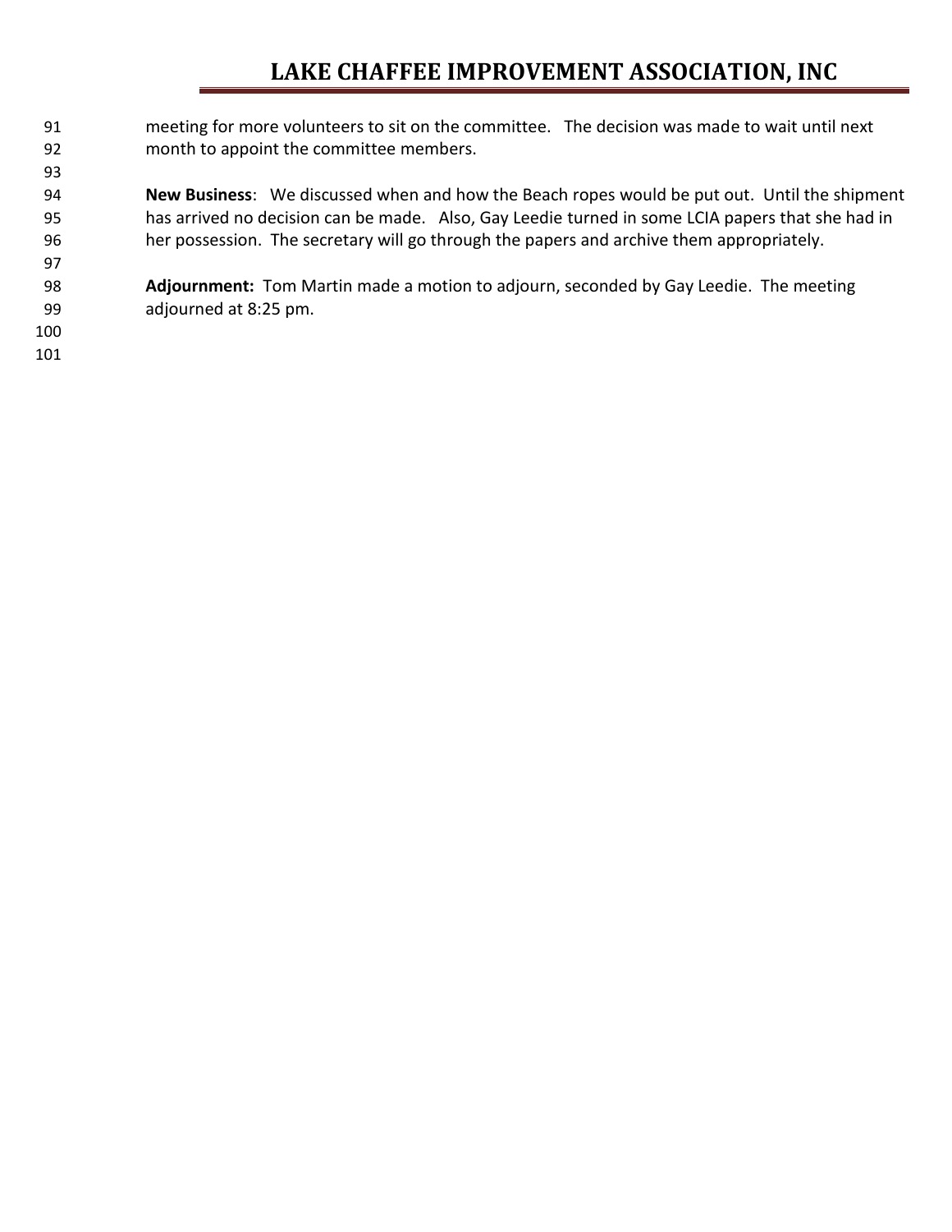meeting for more volunteers to sit on the committee. The decision was made to wait until next month to appoint the committee members.

**New Business**: We discussed when and how the Beach ropes would be put out. Until the shipment has arrived no decision can be made. Also, Gay Leedie turned in some LCIA papers that she had in her possession. The secretary will go through the papers and archive them appropriately.

**Adjournment:** Tom Martin made a motion to adjourn, seconded by Gay Leedie. The meeting adjourned at 8:25 pm.